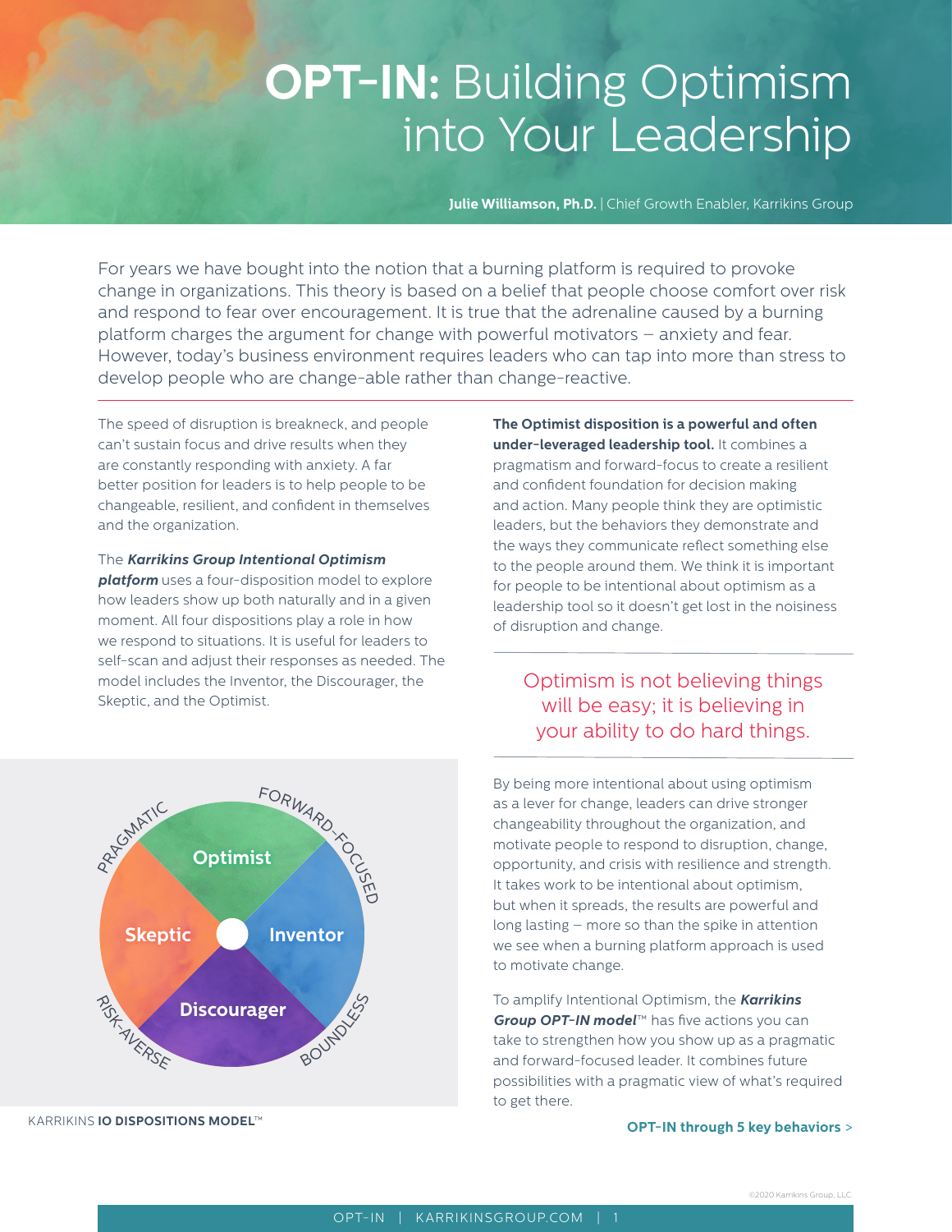# **OPT-IN:** Building Optimism into Your Leadership

**Julie Williamson, Ph.D.** | Chief Growth Enabler, Karrikins Group

For years we have bought into the notion that a burning platform is required to provoke change in organizations. This theory is based on a belief that people choose comfort over risk and respond to fear over encouragement. It is true that the adrenaline caused by a burning platform charges the argument for change with powerful motivators – anxiety and fear. However, today's business environment requires leaders who can tap into more than stress to develop people who are change-able rather than change-reactive.

The speed of disruption is breakneck, and people can't sustain focus and drive results when they are constantly responding with anxiety. A far better position for leaders is to help people to be changeable, resilient, and confident in themselves and the organization.

The ***Karrikins Group Intentional Optimism platform*** uses a four-disposition model to explore how leaders show up both naturally and in a given moment. All four dispositions play a role in how we respond to situations. It is useful for leaders to self-scan and adjust their responses as needed. The model includes the Inventor, the Discourager, the Skeptic, and the Optimist.

Optimist | Inventor | Discourager | Skeptic

PRAGMATIC | FORWARD-FOCUSED | BOUNDLESS | RISK-AVERSE

KARRIKINS **IO DISPOSITIONS MODEL**™

**The Optimist disposition is a powerful and often under-leveraged leadership tool.** It combines a pragmatism and forward-focus to create a resilient and confident foundation for decision making and action. Many people think they are optimistic leaders, but the behaviors they demonstrate and the ways they communicate reflect something else to the people around them. We think it is important for people to be intentional about optimism as a leadership tool so it doesn't get lost in the noisiness of disruption and change.

> Optimism is not believing things will be easy; it is believing in your ability to do hard things.

By being more intentional about using optimism as a lever for change, leaders can drive stronger changeability throughout the organization, and motivate people to respond to disruption, change, opportunity, and crisis with resilience and strength. It takes work to be intentional about optimism, but when it spreads, the results are powerful and long lasting – more so than the spike in attention we see when a burning platform approach is used to motivate change.

To amplify Intentional Optimism, the ***Karrikins Group OPT-IN model***™ has five actions you can take to strengthen how you show up as a pragmatic and forward-focused leader. It combines future possibilities with a pragmatic view of what's required to get there.

**OPT-IN through 5 key behaviors >**

©2020 Karrikins Group, LLC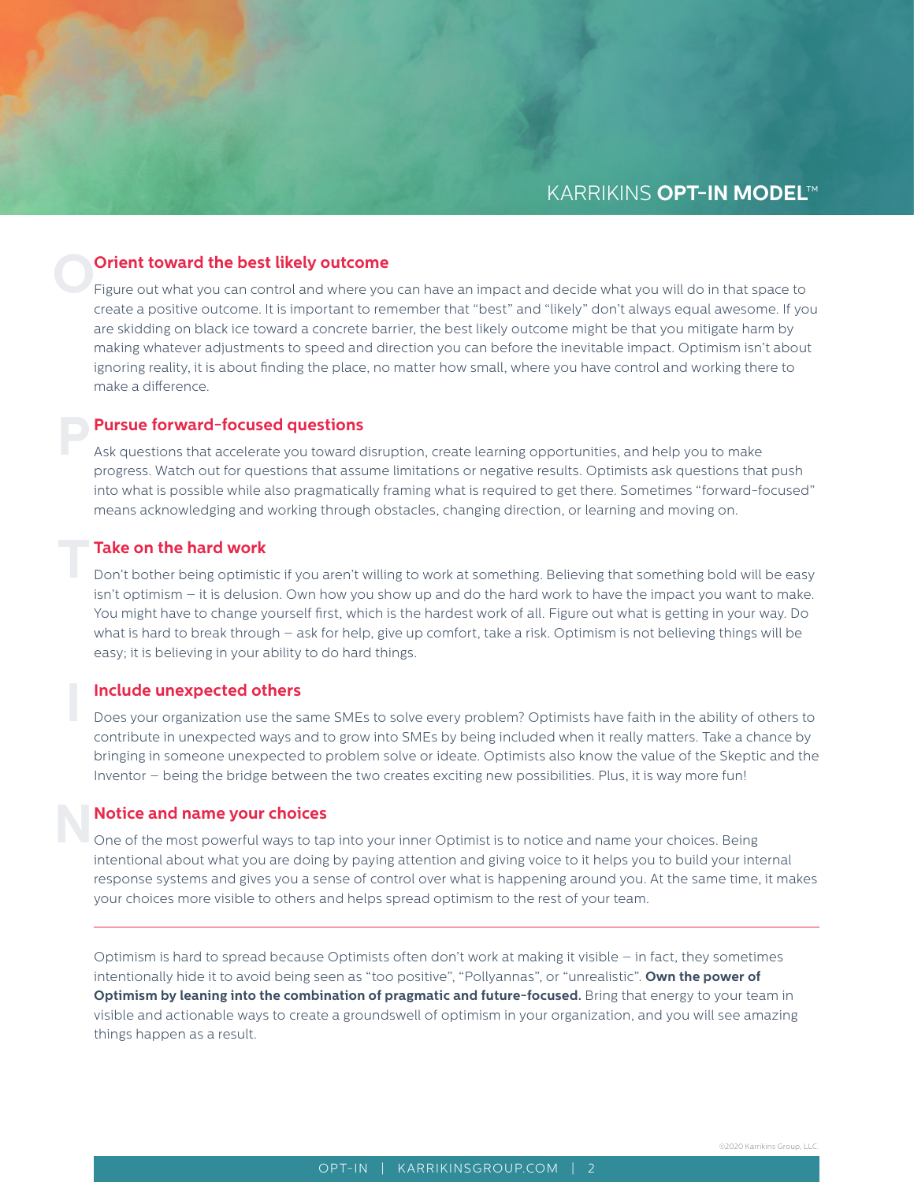# KARRIKINS **OPT-IN MODEL**™

## Orient toward the best likely outcome

Figure out what you can control and where you can have an impact and decide what you will do in that space to create a positive outcome. It is important to remember that "best" and "likely" don't always equal awesome. If you are skidding on black ice toward a concrete barrier, the best likely outcome might be that you mitigate harm by making whatever adjustments to speed and direction you can before the inevitable impact. Optimism isn't about ignoring reality, it is about finding the place, no matter how small, where you have control and working there to make a difference.

## Pursue forward-focused questions

Ask questions that accelerate you toward disruption, create learning opportunities, and help you to make progress. Watch out for questions that assume limitations or negative results. Optimists ask questions that push into what is possible while also pragmatically framing what is required to get there. Sometimes "forward-focused" means acknowledging and working through obstacles, changing direction, or learning and moving on.

## Take on the hard work

Don't bother being optimistic if you aren't willing to work at something. Believing that something bold will be easy isn't optimism – it is delusion. Own how you show up and do the hard work to have the impact you want to make. You might have to change yourself first, which is the hardest work of all. Figure out what is getting in your way. Do what is hard to break through – ask for help, give up comfort, take a risk. Optimism is not believing things will be easy; it is believing in your ability to do hard things.

## Include unexpected others

Does your organization use the same SMEs to solve every problem? Optimists have faith in the ability of others to contribute in unexpected ways and to grow into SMEs by being included when it really matters. Take a chance by bringing in someone unexpected to problem solve or ideate. Optimists also know the value of the Skeptic and the Inventor – being the bridge between the two creates exciting new possibilities. Plus, it is way more fun!

## Notice and name your choices

One of the most powerful ways to tap into your inner Optimist is to notice and name your choices. Being intentional about what you are doing by paying attention and giving voice to it helps you to build your internal response systems and gives you a sense of control over what is happening around you. At the same time, it makes your choices more visible to others and helps spread optimism to the rest of your team.

---

Optimism is hard to spread because Optimists often don't work at making it visible – in fact, they sometimes intentionally hide it to avoid being seen as "too positive", "Pollyannas", or "unrealistic". **Own the power of Optimism by leaning into the combination of pragmatic and future-focused.** Bring that energy to your team in visible and actionable ways to create a groundswell of optimism in your organization, and you will see amazing things happen as a result.

©2020 Karrikins Group, LLC.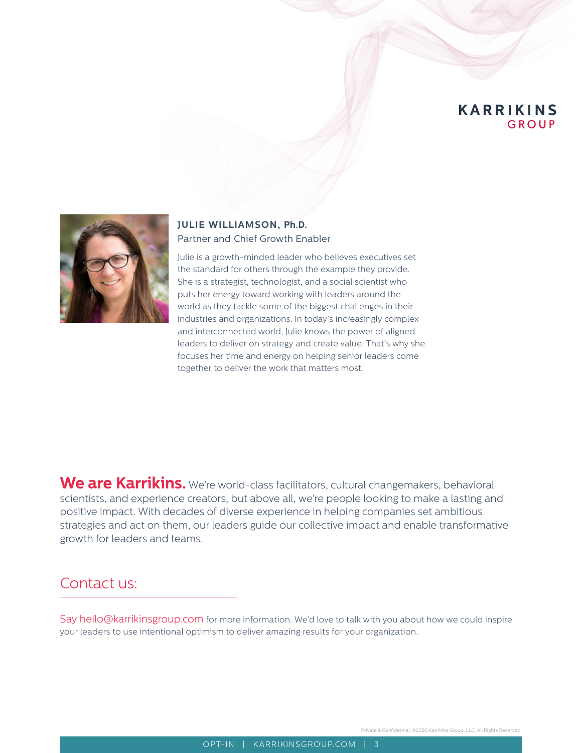KARRIKINS
GROUP

**JULIE WILLIAMSON, Ph.D.**
Partner and Chief Growth Enabler

Julie is a growth-minded leader who believes executives set the standard for others through the example they provide. She is a strategist, technologist, and a social scientist who puts her energy toward working with leaders around the world as they tackle some of the biggest challenges in their industries and organizations. In today's increasingly complex and interconnected world, Julie knows the power of aligned leaders to deliver on strategy and create value. That's why she focuses her time and energy on helping senior leaders come together to deliver the work that matters most.

**We are Karrikins.** We're world-class facilitators, cultural changemakers, behavioral scientists, and experience creators, but above all, we're people looking to make a lasting and positive impact. With decades of diverse experience in helping companies set ambitious strategies and act on them, our leaders guide our collective impact and enable transformative growth for leaders and teams.

## Contact us:

Say hello@karrikinsgroup.com for more information. We'd love to talk with you about how we could inspire your leaders to use intentional optimism to deliver amazing results for your organization.

Private & Confidential. ©2020 Karrikins Group, LLC. All Rights Reserved.